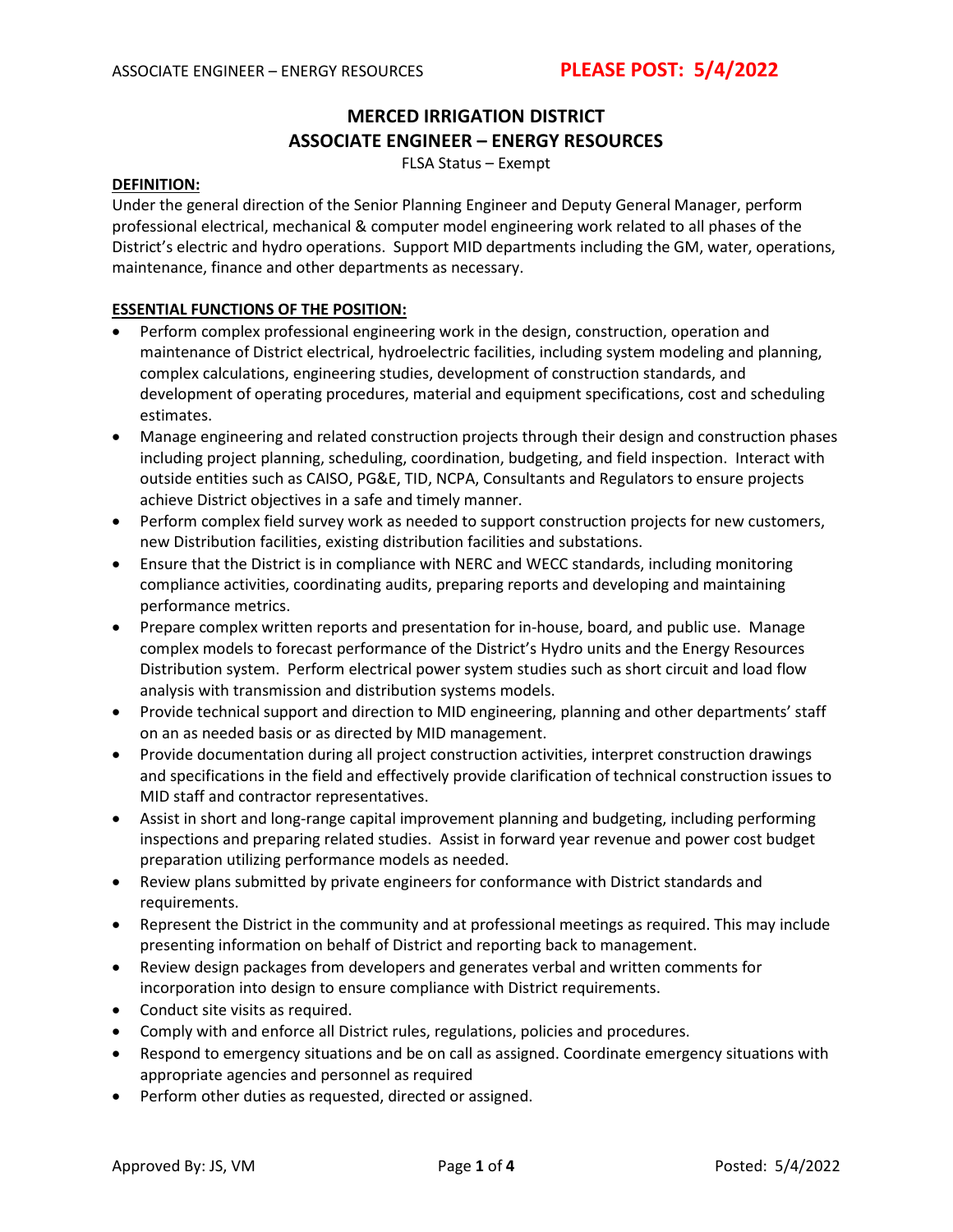# MERCED IRRIGATION DISTRICT
## ASSOCIATE ENGINEER – ENERGY RESOURCES

FLSA Status – Exempt

**DEFINITION:**

Under the general direction of the Senior Planning Engineer and Deputy General Manager, perform professional electrical, mechanical & computer model engineering work related to all phases of the District's electric and hydro operations. Support MID departments including the GM, water, operations, maintenance, finance and other departments as necessary.

**ESSENTIAL FUNCTIONS OF THE POSITION:**

- Perform complex professional engineering work in the design, construction, operation and maintenance of District electrical, hydroelectric facilities, including system modeling and planning, complex calculations, engineering studies, development of construction standards, and development of operating procedures, material and equipment specifications, cost and scheduling estimates.
- Manage engineering and related construction projects through their design and construction phases including project planning, scheduling, coordination, budgeting, and field inspection. Interact with outside entities such as CAISO, PG&E, TID, NCPA, Consultants and Regulators to ensure projects achieve District objectives in a safe and timely manner.
- Perform complex field survey work as needed to support construction projects for new customers, new Distribution facilities, existing distribution facilities and substations.
- Ensure that the District is in compliance with NERC and WECC standards, including monitoring compliance activities, coordinating audits, preparing reports and developing and maintaining performance metrics.
- Prepare complex written reports and presentation for in-house, board, and public use. Manage complex models to forecast performance of the District's Hydro units and the Energy Resources Distribution system. Perform electrical power system studies such as short circuit and load flow analysis with transmission and distribution systems models.
- Provide technical support and direction to MID engineering, planning and other departments' staff on an as needed basis or as directed by MID management.
- Provide documentation during all project construction activities, interpret construction drawings and specifications in the field and effectively provide clarification of technical construction issues to MID staff and contractor representatives.
- Assist in short and long-range capital improvement planning and budgeting, including performing inspections and preparing related studies. Assist in forward year revenue and power cost budget preparation utilizing performance models as needed.
- Review plans submitted by private engineers for conformance with District standards and requirements.
- Represent the District in the community and at professional meetings as required. This may include presenting information on behalf of District and reporting back to management.
- Review design packages from developers and generates verbal and written comments for incorporation into design to ensure compliance with District requirements.
- Conduct site visits as required.
- Comply with and enforce all District rules, regulations, policies and procedures.
- Respond to emergency situations and be on call as assigned. Coordinate emergency situations with appropriate agencies and personnel as required
- Perform other duties as requested, directed or assigned.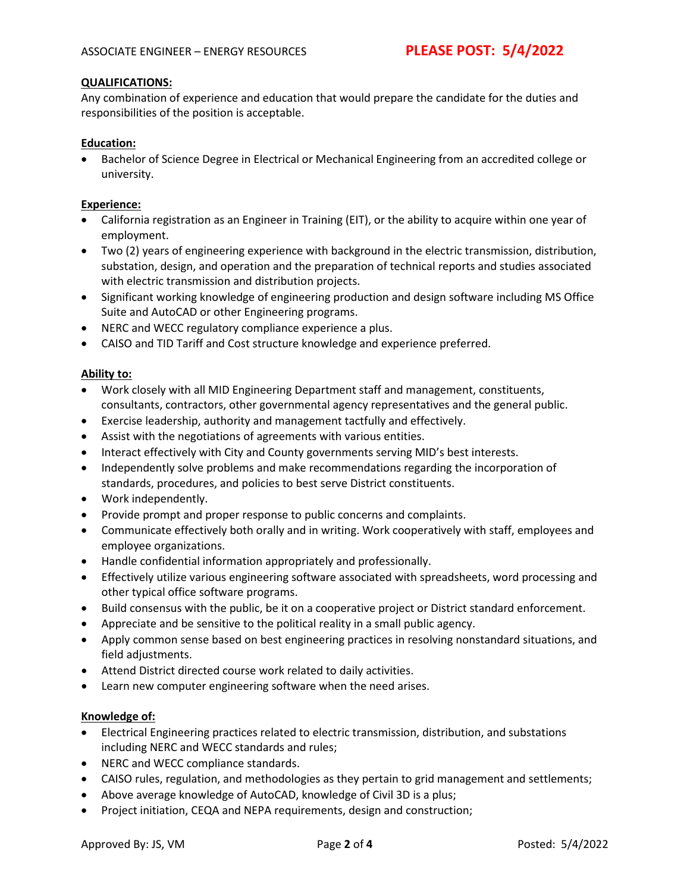**QUALIFICATIONS:**
Any combination of experience and education that would prepare the candidate for the duties and responsibilities of the position is acceptable.

**Education:**

- Bachelor of Science Degree in Electrical or Mechanical Engineering from an accredited college or university.

**Experience:**

- California registration as an Engineer in Training (EIT), or the ability to acquire within one year of employment.
- Two (2) years of engineering experience with background in the electric transmission, distribution, substation, design, and operation and the preparation of technical reports and studies associated with electric transmission and distribution projects.
- Significant working knowledge of engineering production and design software including MS Office Suite and AutoCAD or other Engineering programs.
- NERC and WECC regulatory compliance experience a plus.
- CAISO and TID Tariff and Cost structure knowledge and experience preferred.

**Ability to:**

- Work closely with all MID Engineering Department staff and management, constituents, consultants, contractors, other governmental agency representatives and the general public.
- Exercise leadership, authority and management tactfully and effectively.
- Assist with the negotiations of agreements with various entities.
- Interact effectively with City and County governments serving MID's best interests.
- Independently solve problems and make recommendations regarding the incorporation of standards, procedures, and policies to best serve District constituents.
- Work independently.
- Provide prompt and proper response to public concerns and complaints.
- Communicate effectively both orally and in writing. Work cooperatively with staff, employees and employee organizations.
- Handle confidential information appropriately and professionally.
- Effectively utilize various engineering software associated with spreadsheets, word processing and other typical office software programs.
- Build consensus with the public, be it on a cooperative project or District standard enforcement.
- Appreciate and be sensitive to the political reality in a small public agency.
- Apply common sense based on best engineering practices in resolving nonstandard situations, and field adjustments.
- Attend District directed course work related to daily activities.
- Learn new computer engineering software when the need arises.

**Knowledge of:**

- Electrical Engineering practices related to electric transmission, distribution, and substations including NERC and WECC standards and rules;
- NERC and WECC compliance standards.
- CAISO rules, regulation, and methodologies as they pertain to grid management and settlements;
- Above average knowledge of AutoCAD, knowledge of Civil 3D is a plus;
- Project initiation, CEQA and NEPA requirements, design and construction;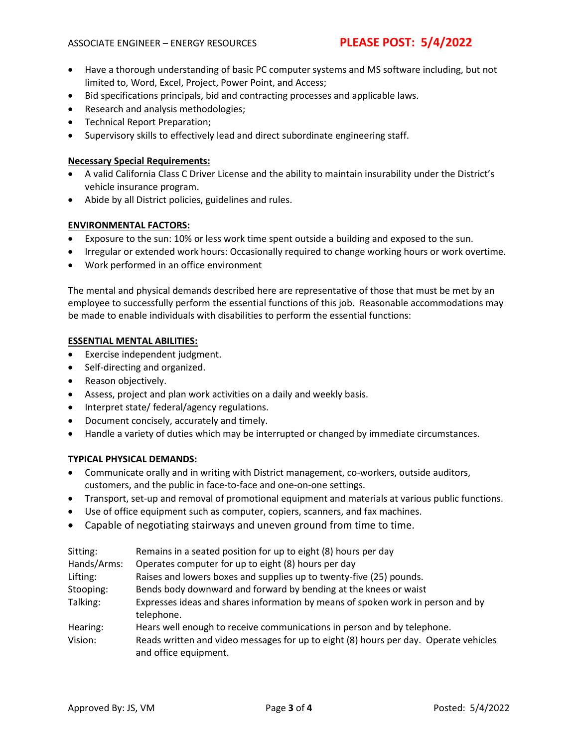- Have a thorough understanding of basic PC computer systems and MS software including, but not limited to, Word, Excel, Project, Power Point, and Access;
- Bid specifications principals, bid and contracting processes and applicable laws.
- Research and analysis methodologies;
- Technical Report Preparation;
- Supervisory skills to effectively lead and direct subordinate engineering staff.

**Necessary Special Requirements:**

- A valid California Class C Driver License and the ability to maintain insurability under the District's vehicle insurance program.
- Abide by all District policies, guidelines and rules.

**ENVIRONMENTAL FACTORS:**

- Exposure to the sun: 10% or less work time spent outside a building and exposed to the sun.
- Irregular or extended work hours: Occasionally required to change working hours or work overtime.
- Work performed in an office environment

The mental and physical demands described here are representative of those that must be met by an employee to successfully perform the essential functions of this job. Reasonable accommodations may be made to enable individuals with disabilities to perform the essential functions:

**ESSENTIAL MENTAL ABILITIES:**

- Exercise independent judgment.
- Self-directing and organized.
- Reason objectively.
- Assess, project and plan work activities on a daily and weekly basis.
- Interpret state/ federal/agency regulations.
- Document concisely, accurately and timely.
- Handle a variety of duties which may be interrupted or changed by immediate circumstances.

**TYPICAL PHYSICAL DEMANDS:**

- Communicate orally and in writing with District management, co-workers, outside auditors, customers, and the public in face-to-face and one-on-one settings.
- Transport, set-up and removal of promotional equipment and materials at various public functions.
- Use of office equipment such as computer, copiers, scanners, and fax machines.
- Capable of negotiating stairways and uneven ground from time to time.

| | |
|---|---|
| Sitting: | Remains in a seated position for up to eight (8) hours per day |
| Hands/Arms: | Operates computer for up to eight (8) hours per day |
| Lifting: | Raises and lowers boxes and supplies up to twenty-five (25) pounds. |
| Stooping: | Bends body downward and forward by bending at the knees or waist |
| Talking: | Expresses ideas and shares information by means of spoken work in person and by telephone. |
| Hearing: | Hears well enough to receive communications in person and by telephone. |
| Vision: | Reads written and video messages for up to eight (8) hours per day. Operate vehicles and office equipment. |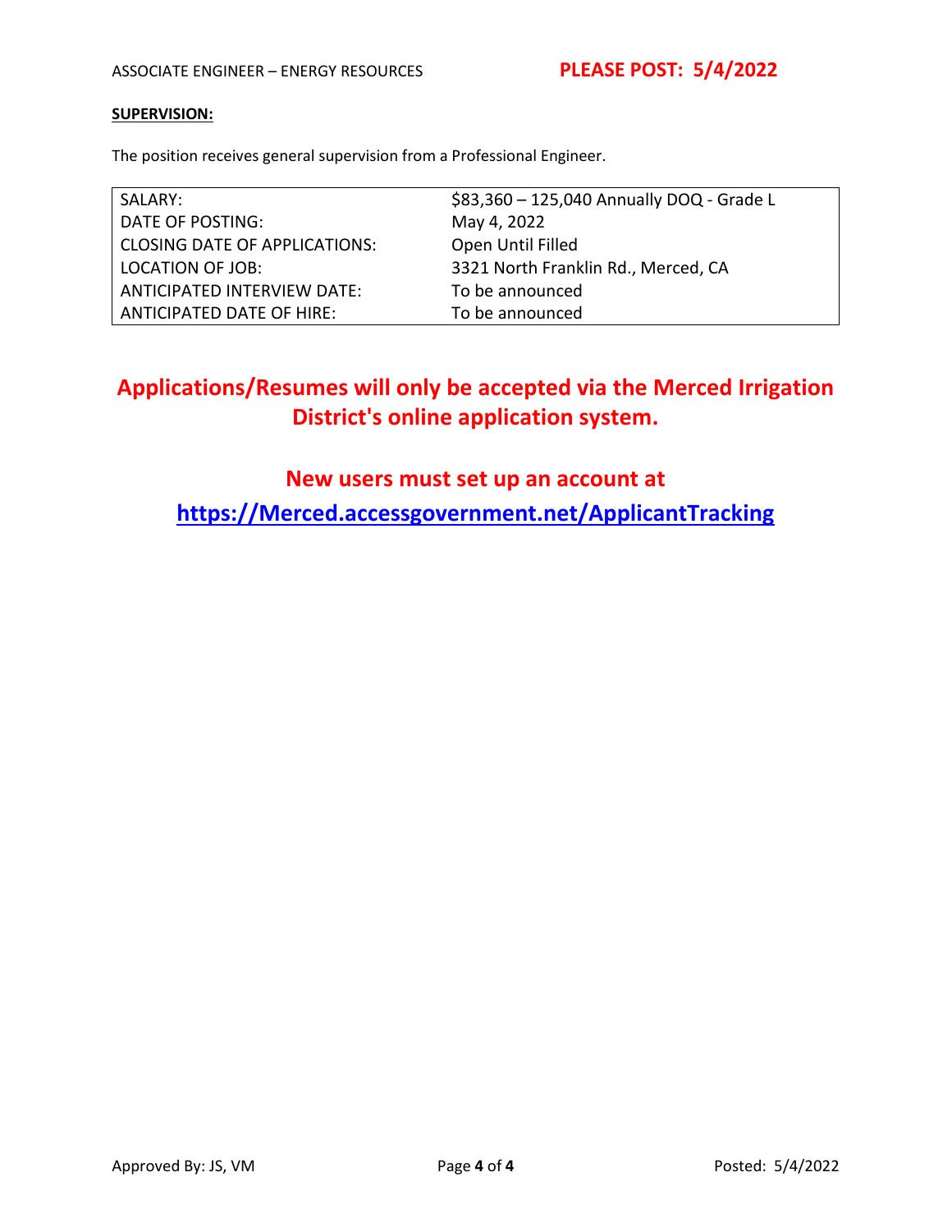**SUPERVISION:**

The position receives general supervision from a Professional Engineer.

| | |
|---|---|
| SALARY: | $83,360 – 125,040 Annually DOQ - Grade L |
| DATE OF POSTING: | May 4, 2022 |
| CLOSING DATE OF APPLICATIONS: | Open Until Filled |
| LOCATION OF JOB: | 3321 North Franklin Rd., Merced, CA |
| ANTICIPATED INTERVIEW DATE: | To be announced |
| ANTICIPATED DATE OF HIRE: | To be announced |

**Applications/Resumes will only be accepted via the Merced Irrigation District's online application system.**

**New users must set up an account at**

**https://Merced.accessgovernment.net/ApplicantTracking**

Approved By: JS, VM

Posted: 5/4/2022